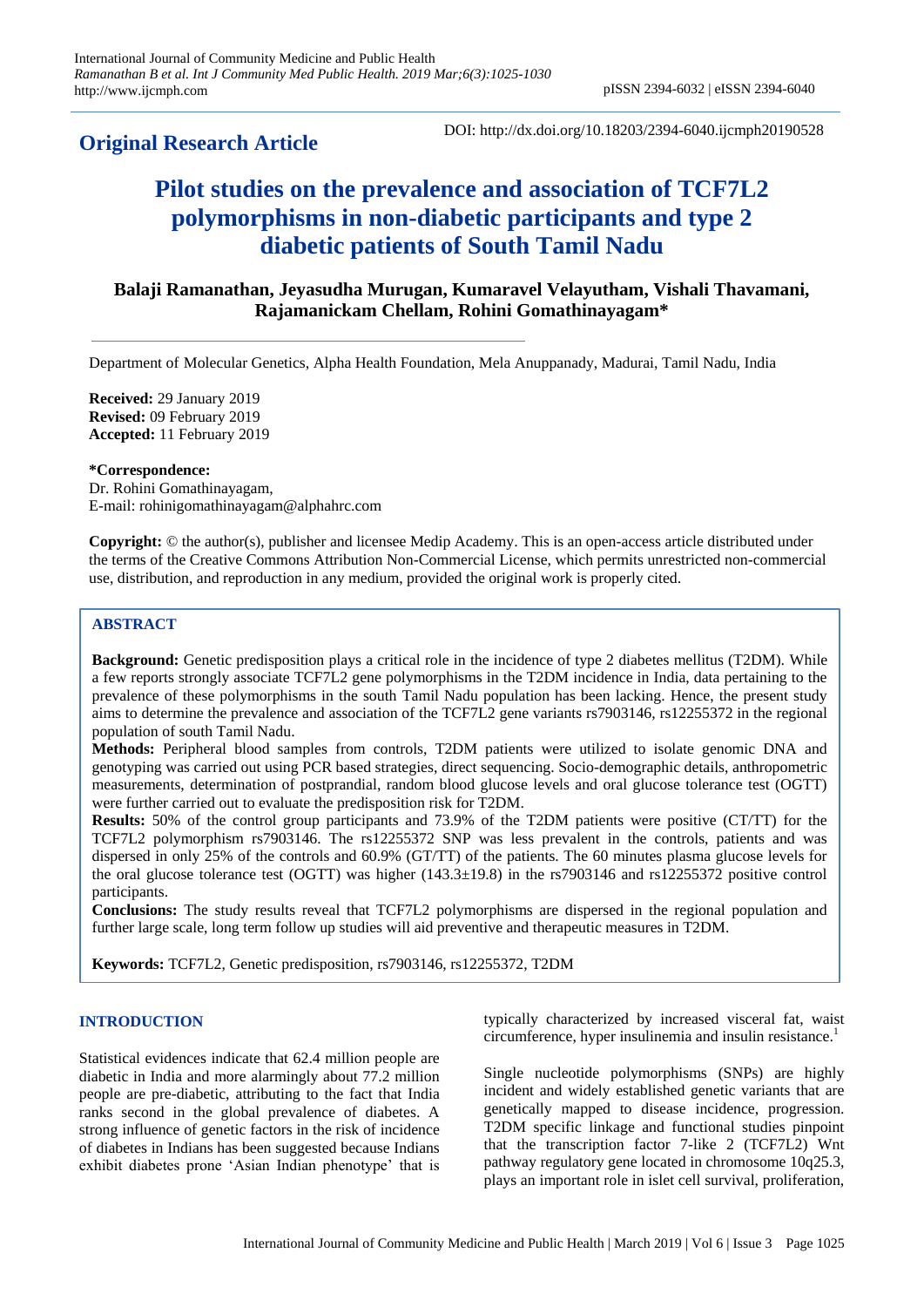**Original Research Article**

DOI: http://dx.doi.org/10.18203/2394-6040.ijcmph20190528

# Pilot studies on the prevalence and association of TCF7L2 polymorphisms in non-diabetic participants and type 2 diabetic patients of South Tamil Nadu

**Balaji Ramanathan, Jeyasudha Murugan, Kumaravel Velayutham, Vishali Thavamani, Rajamanickam Chellam, Rohini Gomathinayagam***

Department of Molecular Genetics, Alpha Health Foundation, Mela Anuppanady, Madurai, Tamil Nadu, India

**Received:** 29 January 2019
**Revised:** 09 February 2019
**Accepted:** 11 February 2019

***Correspondence:**
Dr. Rohini Gomathinayagam,
E-mail: rohinigomathinayagam@alphahrc.com

**Copyright:** © the author(s), publisher and licensee Medip Academy. This is an open-access article distributed under the terms of the Creative Commons Attribution Non-Commercial License, which permits unrestricted non-commercial use, distribution, and reproduction in any medium, provided the original work is properly cited.

## ABSTRACT

**Background:** Genetic predisposition plays a critical role in the incidence of type 2 diabetes mellitus (T2DM). While a few reports strongly associate TCF7L2 gene polymorphisms in the T2DM incidence in India, data pertaining to the prevalence of these polymorphisms in the south Tamil Nadu population has been lacking. Hence, the present study aims to determine the prevalence and association of the TCF7L2 gene variants rs7903146, rs12255372 in the regional population of south Tamil Nadu.

**Methods:** Peripheral blood samples from controls, T2DM patients were utilized to isolate genomic DNA and genotyping was carried out using PCR based strategies, direct sequencing. Socio-demographic details, anthropometric measurements, determination of postprandial, random blood glucose levels and oral glucose tolerance test (OGTT) were further carried out to evaluate the predisposition risk for T2DM.

**Results:** 50% of the control group participants and 73.9% of the T2DM patients were positive (CT/TT) for the TCF7L2 polymorphism rs7903146. The rs12255372 SNP was less prevalent in the controls, patients and was dispersed in only 25% of the controls and 60.9% (GT/TT) of the patients. The 60 minutes plasma glucose levels for the oral glucose tolerance test (OGTT) was higher (143.3±19.8) in the rs7903146 and rs12255372 positive control participants.

**Conclusions:** The study results reveal that TCF7L2 polymorphisms are dispersed in the regional population and further large scale, long term follow up studies will aid preventive and therapeutic measures in T2DM.

**Keywords:** TCF7L2, Genetic predisposition, rs7903146, rs12255372, T2DM

## INTRODUCTION

Statistical evidences indicate that 62.4 million people are diabetic in India and more alarmingly about 77.2 million people are pre-diabetic, attributing to the fact that India ranks second in the global prevalence of diabetes. A strong influence of genetic factors in the risk of incidence of diabetes in Indians has been suggested because Indians exhibit diabetes prone 'Asian Indian phenotype' that is typically characterized by increased visceral fat, waist circumference, hyper insulinemia and insulin resistance.[1]

Single nucleotide polymorphisms (SNPs) are highly incident and widely established genetic variants that are genetically mapped to disease incidence, progression. T2DM specific linkage and functional studies pinpoint that the transcription factor 7-like 2 (TCF7L2) Wnt pathway regulatory gene located in chromosome 10q25.3, plays an important role in islet cell survival, proliferation,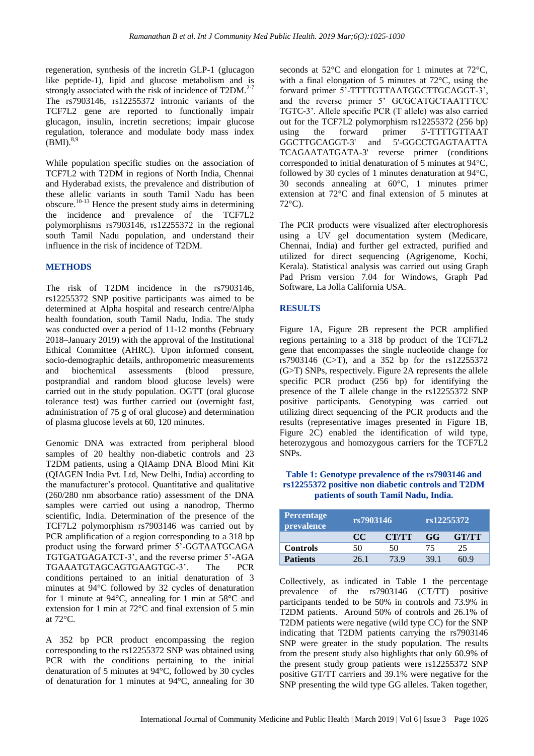regeneration, synthesis of the incretin GLP-1 (glucagon like peptide-1), lipid and glucose metabolism and is strongly associated with the risk of incidence of T2DM.[2-7] The rs7903146, rs12255372 intronic variants of the TCF7L2 gene are reported to functionally impair glucagon, insulin, incretin secretions; impair glucose regulation, tolerance and modulate body mass index (BMI).[8,9]

While population specific studies on the association of TCF7L2 with T2DM in regions of North India, Chennai and Hyderabad exists, the prevalence and distribution of these allelic variants in south Tamil Nadu has been obscure.[10-13] Hence the present study aims in determining the incidence and prevalence of the TCF7L2 polymorphisms rs7903146, rs12255372 in the regional south Tamil Nadu population, and understand their influence in the risk of incidence of T2DM.

## METHODS

The risk of T2DM incidence in the rs7903146, rs12255372 SNP positive participants was aimed to be determined at Alpha hospital and research centre/Alpha health foundation, south Tamil Nadu, India. The study was conducted over a period of 11-12 months (February 2018–January 2019) with the approval of the Institutional Ethical Committee (AHRC). Upon informed consent, socio-demographic details, anthropometric measurements and biochemical assessments (blood pressure, postprandial and random blood glucose levels) were carried out in the study population. OGTT (oral glucose tolerance test) was further carried out (overnight fast, administration of 75 g of oral glucose) and determination of plasma glucose levels at 60, 120 minutes.

Genomic DNA was extracted from peripheral blood samples of 20 healthy non-diabetic controls and 23 T2DM patients, using a QIAamp DNA Blood Mini Kit (QIAGEN India Pvt. Ltd, New Delhi, India) according to the manufacturer's protocol. Quantitative and qualitative (260/280 nm absorbance ratio) assessment of the DNA samples were carried out using a nanodrop, Thermo scientific, India. Determination of the presence of the TCF7L2 polymorphism rs7903146 was carried out by PCR amplification of a region corresponding to a 318 bp product using the forward primer 5'-GGTAATGCAGA TGTGATGAGATCT-3', and the reverse primer 5'-AGA TGAAATGTAGCAGTGAAGTGC-3'. The PCR conditions pertained to an initial denaturation of 3 minutes at 94°C followed by 32 cycles of denaturation for 1 minute at 94°C, annealing for 1 min at 58°C and extension for 1 min at 72°C and final extension of 5 min at 72°C.

A 352 bp PCR product encompassing the region corresponding to the rs12255372 SNP was obtained using PCR with the conditions pertaining to the initial denaturation of 5 minutes at 94°C, followed by 30 cycles of denaturation for 1 minutes at 94°C, annealing for 30 seconds at 52°C and elongation for 1 minutes at 72°C, with a final elongation of 5 minutes at 72°C, using the forward primer 5'-TTTTGTTAATGGCTTGCAGGT-3', and the reverse primer 5' GCGCATGCTAATTTCC TGTC-3'. Allele specific PCR (T allele) was also carried out for the TCF7L2 polymorphism rs12255372 (256 bp) using the forward primer 5'-TTTTGTTAAT GGCTTGCAGGT-3' and 5'-GGCCTGAGTAATTA TCAGAATATGATA-3' reverse primer (conditions corresponded to initial denaturation of 5 minutes at 94°C, followed by 30 cycles of 1 minutes denaturation at 94°C, 30 seconds annealing at 60°C, 1 minutes primer extension at 72°C and final extension of 5 minutes at 72°C).

The PCR products were visualized after electrophoresis using a UV gel documentation system (Medicare, Chennai, India) and further gel extracted, purified and utilized for direct sequencing (Agrigenome, Kochi, Kerala). Statistical analysis was carried out using Graph Pad Prism version 7.04 for Windows, Graph Pad Software, La Jolla California USA.

## RESULTS

Figure 1A, Figure 2B represent the PCR amplified regions pertaining to a 318 bp product of the TCF7L2 gene that encompasses the single nucleotide change for rs7903146 (C>T), and a 352 bp for the rs12255372 (G>T) SNPs, respectively. Figure 2A represents the allele specific PCR product (256 bp) for identifying the presence of the T allele change in the rs12255372 SNP positive participants. Genotyping was carried out utilizing direct sequencing of the PCR products and the results (representative images presented in Figure 1B, Figure 2C) enabled the identification of wild type, heterozygous and homozygous carriers for the TCF7L2 SNPs.

**Table 1: Genotype prevalence of the rs7903146 and rs12255372 positive non diabetic controls and T2DM patients of south Tamil Nadu, India.**

| Percentage prevalence | rs7903146 | | rs12255372 | |
|---|---|---|---|---|
| | CC | CT/TT | GG | GT/TT |
| Controls | 50 | 50 | 75 | 25 |
| Patients | 26.1 | 73.9 | 39.1 | 60.9 |

Collectively, as indicated in Table 1 the percentage prevalence of the rs7903146 (CT/TT) positive participants tended to be 50% in controls and 73.9% in T2DM patients. Around 50% of controls and 26.1% of T2DM patients were negative (wild type CC) for the SNP indicating that T2DM patients carrying the rs7903146 SNP were greater in the study population. The results from the present study also highlights that only 60.9% of the present study group patients were rs12255372 SNP positive GT/TT carriers and 39.1% were negative for the SNP presenting the wild type GG alleles. Taken together,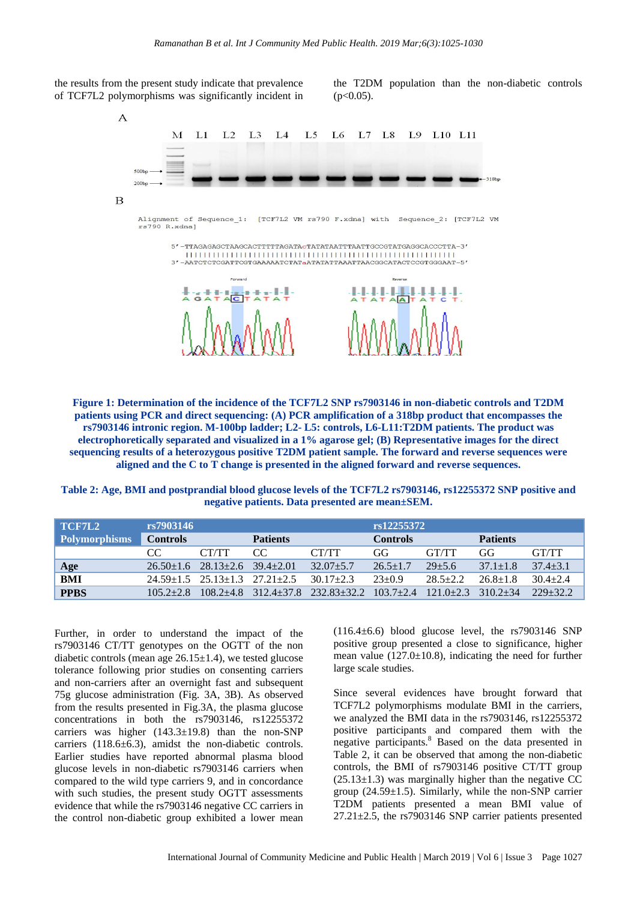the results from the present study indicate that prevalence of TCF7L2 polymorphisms was significantly incident in the T2DM population than the non-diabetic controls ($p<0.05$).

**Figure 1: Determination of the incidence of the TCF7L2 SNP rs7903146 in non-diabetic controls and T2DM patients using PCR and direct sequencing: (A) PCR amplification of a 318bp product that encompasses the rs7903146 intronic region. M-100bp ladder; L2- L5: controls, L6-L11:T2DM patients. The product was electrophoretically separated and visualized in a 1% agarose gel; (B) Representative images for the direct sequencing results of a heterozygous positive T2DM patient sample. The forward and reverse sequences were aligned and the C to T change is presented in the aligned forward and reverse sequences.**

**Table 2: Age, BMI and postprandial blood glucose levels of the TCF7L2 rs7903146, rs12255372 SNP positive and negative patients. Data presented are mean±SEM.**

| TCF7L2 Polymorphisms | rs7903146 | | | | rs12255372 | | | |
|---|---|---|---|---|---|---|---|---|
| | Controls | | Patients | | Controls | | Patients | |
| | CC | CT/TT | CC | CT/TT | GG | GT/TT | GG | GT/TT |
| **Age** | 26.50±1.6 | 28.13±2.6 | 39.4±2.01 | 32.07±5.7 | 26.5±1.7 | 29±5.6 | 37.1±1.8 | 37.4±3.1 |
| **BMI** | 24.59±1.5 | 25.13±1.3 | 27.21±2.5 | 30.17±2.3 | 23±0.9 | 28.5±2.2 | 26.8±1.8 | 30.4±2.4 |
| **PPBS** | 105.2±2.8 | 108.2±4.8 | 312.4±37.8 | 232.83±32.2 | 103.7±2.4 | 121.0±2.3 | 310.2±34 | 229±32.2 |

Further, in order to understand the impact of the rs7903146 CT/TT genotypes on the OGTT of the non diabetic controls (mean age 26.15±1.4), we tested glucose tolerance following prior studies on consenting carriers and non-carriers after an overnight fast and subsequent 75g glucose administration (Fig. 3A, 3B). As observed from the results presented in Fig.3A, the plasma glucose concentrations in both the rs7903146, rs12255372 carriers was higher (143.3±19.8) than the non-SNP carriers (118.6±6.3), amidst the non-diabetic controls. Earlier studies have reported abnormal plasma blood glucose levels in non-diabetic rs7903146 carriers when compared to the wild type carriers 9, and in concordance with such studies, the present study OGTT assessments evidence that while the rs7903146 negative CC carriers in the control non-diabetic group exhibited a lower mean (116.4±6.6) blood glucose level, the rs7903146 SNP positive group presented a close to significance, higher mean value (127.0±10.8), indicating the need for further large scale studies.

Since several evidences have brought forward that TCF7L2 polymorphisms modulate BMI in the carriers, we analyzed the BMI data in the rs7903146, rs12255372 positive participants and compared them with the negative participants.[8] Based on the data presented in Table 2, it can be observed that among the non-diabetic controls, the BMI of rs7903146 positive CT/TT group (25.13±1.3) was marginally higher than the negative CC group (24.59±1.5). Similarly, while the non-SNP carrier T2DM patients presented a mean BMI value of 27.21±2.5, the rs7903146 SNP carrier patients presented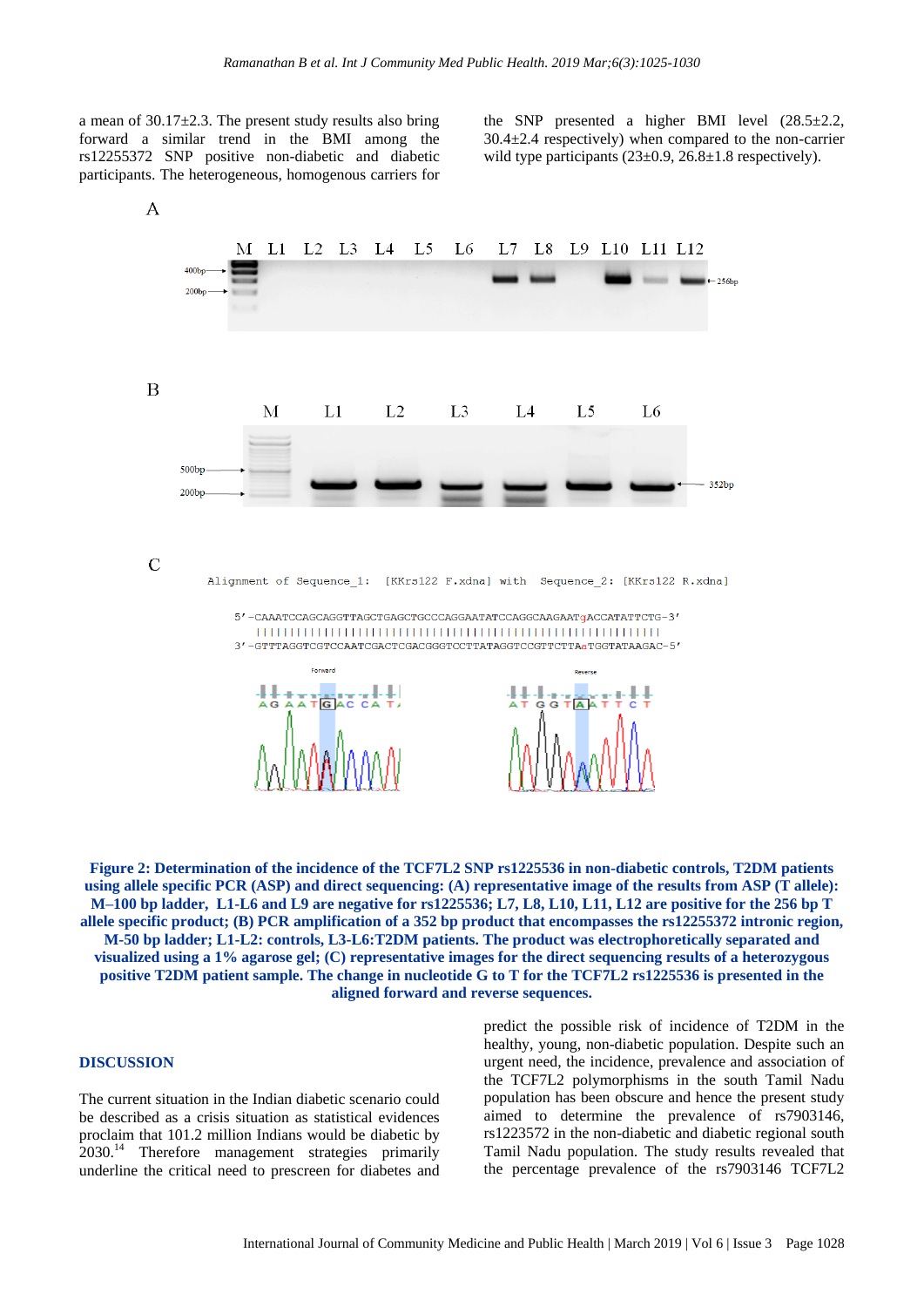a mean of 30.17±2.3. The present study results also bring forward a similar trend in the BMI among the rs12255372 SNP positive non-diabetic and diabetic participants. The heterogeneous, homogenous carriers for the SNP presented a higher BMI level (28.5±2.2, 30.4±2.4 respectively) when compared to the non-carrier wild type participants (23±0.9, 26.8±1.8 respectively).

**Figure 2: Determination of the incidence of the TCF7L2 SNP rs1225536 in non-diabetic controls, T2DM patients using allele specific PCR (ASP) and direct sequencing: (A) representative image of the results from ASP (T allele): M–100 bp ladder, L1-L6 and L9 are negative for rs1225536; L7, L8, L10, L11, L12 are positive for the 256 bp T allele specific product; (B) PCR amplification of a 352 bp product that encompasses the rs12255372 intronic region, M-50 bp ladder; L1-L2: controls, L3-L6:T2DM patients. The product was electrophoretically separated and visualized using a 1% agarose gel; (C) representative images for the direct sequencing results of a heterozygous positive T2DM patient sample. The change in nucleotide G to T for the TCF7L2 rs1225536 is presented in the aligned forward and reverse sequences.**

## DISCUSSION

The current situation in the Indian diabetic scenario could be described as a crisis situation as statistical evidences proclaim that 101.2 million Indians would be diabetic by 2030.[14] Therefore management strategies primarily underline the critical need to prescreen for diabetes and predict the possible risk of incidence of T2DM in the healthy, young, non-diabetic population. Despite such an urgent need, the incidence, prevalence and association of the TCF7L2 polymorphisms in the south Tamil Nadu population has been obscure and hence the present study aimed to determine the prevalence of rs7903146, rs1223572 in the non-diabetic and diabetic regional south Tamil Nadu population. The study results revealed that the percentage prevalence of the rs7903146 TCF7L2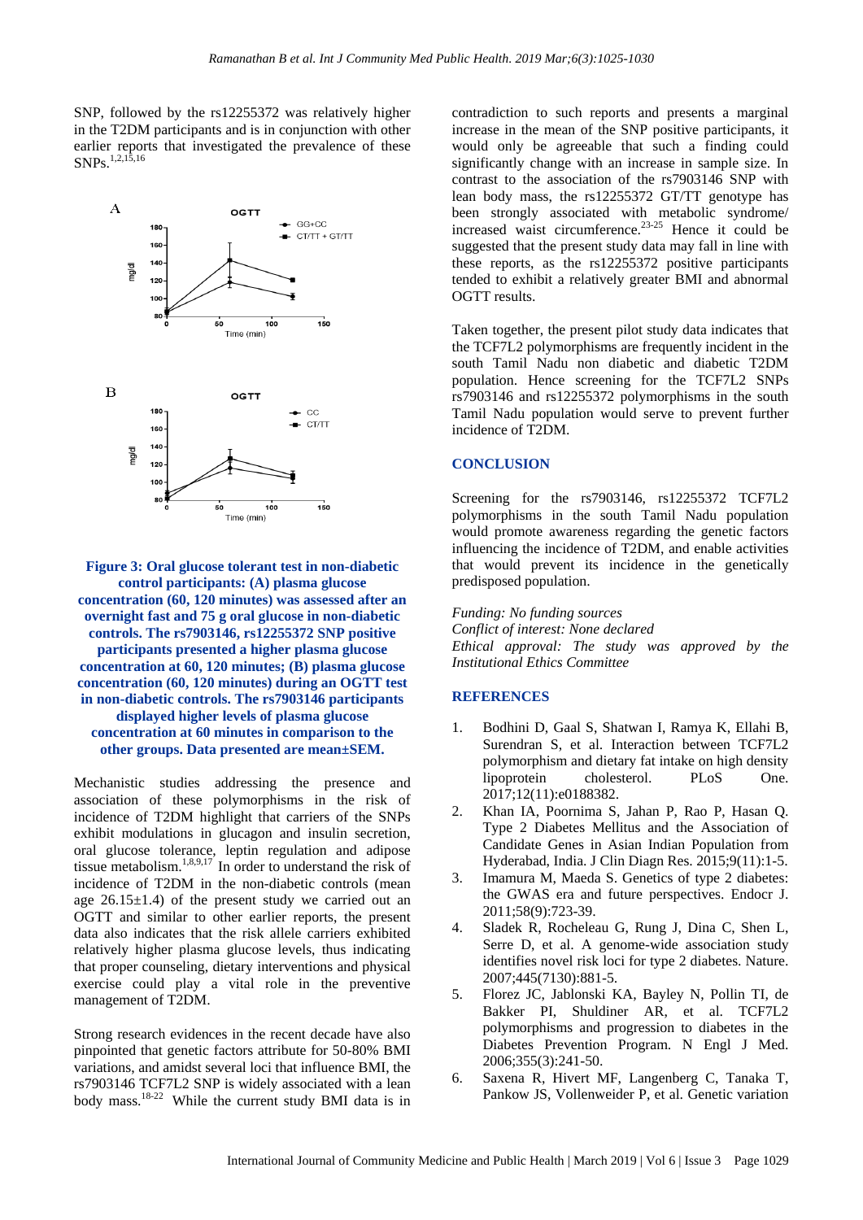SNP, followed by the rs12255372 was relatively higher in the T2DM participants and is in conjunction with other earlier reports that investigated the prevalence of these SNPs.[1,2,15,16]

**Figure 3: Oral glucose tolerant test in non-diabetic control participants: (A) plasma glucose concentration (60, 120 minutes) was assessed after an overnight fast and 75 g oral glucose in non-diabetic controls. The rs7903146, rs12255372 SNP positive participants presented a higher plasma glucose concentration at 60, 120 minutes; (B) plasma glucose concentration (60, 120 minutes) during an OGTT test in non-diabetic controls. The rs7903146 participants displayed higher levels of plasma glucose concentration at 60 minutes in comparison to the other groups. Data presented are mean±SEM.**

Mechanistic studies addressing the presence and association of these polymorphisms in the risk of incidence of T2DM highlight that carriers of the SNPs exhibit modulations in glucagon and insulin secretion, oral glucose tolerance, leptin regulation and adipose tissue metabolism.[1,8,9,17] In order to understand the risk of incidence of T2DM in the non-diabetic controls (mean age 26.15±1.4) of the present study we carried out an OGTT and similar to other earlier reports, the present data also indicates that the risk allele carriers exhibited relatively higher plasma glucose levels, thus indicating that proper counseling, dietary interventions and physical exercise could play a vital role in the preventive management of T2DM.

Strong research evidences in the recent decade have also pinpointed that genetic factors attribute for 50-80% BMI variations, and amidst several loci that influence BMI, the rs7903146 TCF7L2 SNP is widely associated with a lean body mass.[18-22] While the current study BMI data is in contradiction to such reports and presents a marginal increase in the mean of the SNP positive participants, it would only be agreeable that such a finding could significantly change with an increase in sample size. In contrast to the association of the rs7903146 SNP with lean body mass, the rs12255372 GT/TT genotype has been strongly associated with metabolic syndrome/ increased waist circumference.[23-25] Hence it could be suggested that the present study data may fall in line with these reports, as the rs12255372 positive participants tended to exhibit a relatively greater BMI and abnormal OGTT results.

Taken together, the present pilot study data indicates that the TCF7L2 polymorphisms are frequently incident in the south Tamil Nadu non diabetic and diabetic T2DM population. Hence screening for the TCF7L2 SNPs rs7903146 and rs12255372 polymorphisms in the south Tamil Nadu population would serve to prevent further incidence of T2DM.

## CONCLUSION

Screening for the rs7903146, rs12255372 TCF7L2 polymorphisms in the south Tamil Nadu population would promote awareness regarding the genetic factors influencing the incidence of T2DM, and enable activities that would prevent its incidence in the genetically predisposed population.

*Funding: No funding sources*
*Conflict of interest: None declared*
*Ethical approval: The study was approved by the Institutional Ethics Committee*

## REFERENCES

1. Bodhini D, Gaal S, Shatwan I, Ramya K, Ellahi B, Surendran S, et al. Interaction between TCF7L2 polymorphism and dietary fat intake on high density lipoprotein cholesterol. PLoS One. 2017;12(11):e0188382.
2. Khan IA, Poornima S, Jahan P, Rao P, Hasan Q. Type 2 Diabetes Mellitus and the Association of Candidate Genes in Asian Indian Population from Hyderabad, India. J Clin Diagn Res. 2015;9(11):1-5.
3. Imamura M, Maeda S. Genetics of type 2 diabetes: the GWAS era and future perspectives. Endocr J. 2011;58(9):723-39.
4. Sladek R, Rocheleau G, Rung J, Dina C, Shen L, Serre D, et al. A genome-wide association study identifies novel risk loci for type 2 diabetes. Nature. 2007;445(7130):881-5.
5. Florez JC, Jablonski KA, Bayley N, Pollin TI, de Bakker PI, Shuldiner AR, et al. TCF7L2 polymorphisms and progression to diabetes in the Diabetes Prevention Program. N Engl J Med. 2006;355(3):241-50.
6. Saxena R, Hivert MF, Langenberg C, Tanaka T, Pankow JS, Vollenweider P, et al. Genetic variation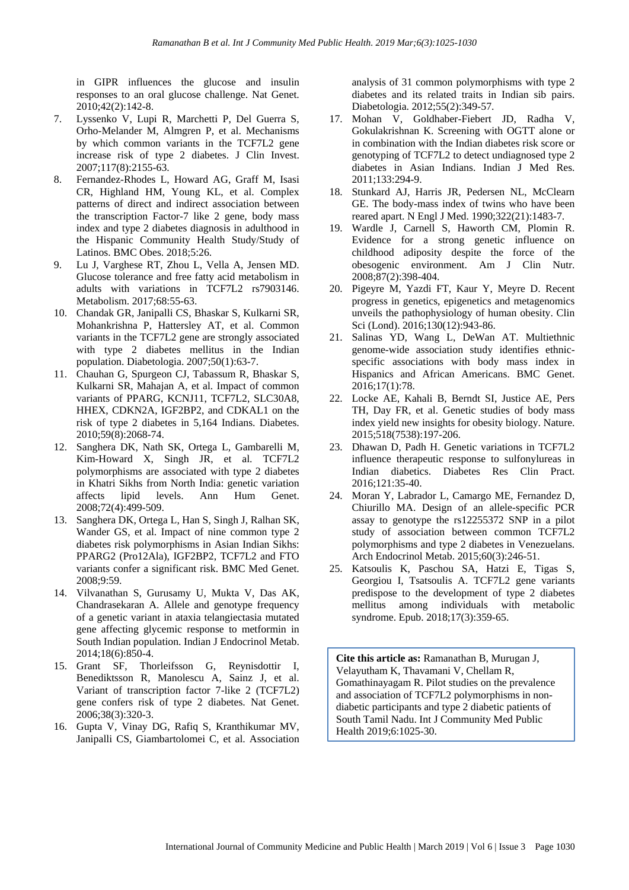in GIPR influences the glucose and insulin responses to an oral glucose challenge. Nat Genet. 2010;42(2):142-8.

7. Lyssenko V, Lupi R, Marchetti P, Del Guerra S, Orho-Melander M, Almgren P, et al. Mechanisms by which common variants in the TCF7L2 gene increase risk of type 2 diabetes. J Clin Invest. 2007;117(8):2155-63.
8. Fernandez-Rhodes L, Howard AG, Graff M, Isasi CR, Highland HM, Young KL, et al. Complex patterns of direct and indirect association between the transcription Factor-7 like 2 gene, body mass index and type 2 diabetes diagnosis in adulthood in the Hispanic Community Health Study/Study of Latinos. BMC Obes. 2018;5:26.
9. Lu J, Varghese RT, Zhou L, Vella A, Jensen MD. Glucose tolerance and free fatty acid metabolism in adults with variations in TCF7L2 rs7903146. Metabolism. 2017;68:55-63.
10. Chandak GR, Janipalli CS, Bhaskar S, Kulkarni SR, Mohankrishna P, Hattersley AT, et al. Common variants in the TCF7L2 gene are strongly associated with type 2 diabetes mellitus in the Indian population. Diabetologia. 2007;50(1):63-7.
11. Chauhan G, Spurgeon CJ, Tabassum R, Bhaskar S, Kulkarni SR, Mahajan A, et al. Impact of common variants of PPARG, KCNJ11, TCF7L2, SLC30A8, HHEX, CDKN2A, IGF2BP2, and CDKAL1 on the risk of type 2 diabetes in 5,164 Indians. Diabetes. 2010;59(8):2068-74.
12. Sanghera DK, Nath SK, Ortega L, Gambarelli M, Kim-Howard X, Singh JR, et al. TCF7L2 polymorphisms are associated with type 2 diabetes in Khatri Sikhs from North India: genetic variation affects lipid levels. Ann Hum Genet. 2008;72(4):499-509.
13. Sanghera DK, Ortega L, Han S, Singh J, Ralhan SK, Wander GS, et al. Impact of nine common type 2 diabetes risk polymorphisms in Asian Indian Sikhs: PPARG2 (Pro12Ala), IGF2BP2, TCF7L2 and FTO variants confer a significant risk. BMC Med Genet. 2008;9:59.
14. Vilvanathan S, Gurusamy U, Mukta V, Das AK, Chandrasekaran A. Allele and genotype frequency of a genetic variant in ataxia telangiectasia mutated gene affecting glycemic response to metformin in South Indian population. Indian J Endocrinol Metab. 2014;18(6):850-4.
15. Grant SF, Thorleifsson G, Reynisdottir I, Benediktsson R, Manolescu A, Sainz J, et al. Variant of transcription factor 7-like 2 (TCF7L2) gene confers risk of type 2 diabetes. Nat Genet. 2006;38(3):320-3.
16. Gupta V, Vinay DG, Rafiq S, Kranthikumar MV, Janipalli CS, Giambartolomei C, et al. Association analysis of 31 common polymorphisms with type 2 diabetes and its related traits in Indian sib pairs. Diabetologia. 2012;55(2):349-57.
17. Mohan V, Goldhaber-Fiebert JD, Radha V, Gokulakrishnan K. Screening with OGTT alone or in combination with the Indian diabetes risk score or genotyping of TCF7L2 to detect undiagnosed type 2 diabetes in Asian Indians. Indian J Med Res. 2011;133:294-9.
18. Stunkard AJ, Harris JR, Pedersen NL, McClearn GE. The body-mass index of twins who have been reared apart. N Engl J Med. 1990;322(21):1483-7.
19. Wardle J, Carnell S, Haworth CM, Plomin R. Evidence for a strong genetic influence on childhood adiposity despite the force of the obesogenic environment. Am J Clin Nutr. 2008;87(2):398-404.
20. Pigeyre M, Yazdi FT, Kaur Y, Meyre D. Recent progress in genetics, epigenetics and metagenomics unveils the pathophysiology of human obesity. Clin Sci (Lond). 2016;130(12):943-86.
21. Salinas YD, Wang L, DeWan AT. Multiethnic genome-wide association study identifies ethnic-specific associations with body mass index in Hispanics and African Americans. BMC Genet. 2016;17(1):78.
22. Locke AE, Kahali B, Berndt SI, Justice AE, Pers TH, Day FR, et al. Genetic studies of body mass index yield new insights for obesity biology. Nature. 2015;518(7538):197-206.
23. Dhawan D, Padh H. Genetic variations in TCF7L2 influence therapeutic response to sulfonylureas in Indian diabetics. Diabetes Res Clin Pract. 2016;121:35-40.
24. Moran Y, Labrador L, Camargo ME, Fernandez D, Chiurillo MA. Design of an allele-specific PCR assay to genotype the rs12255372 SNP in a pilot study of association between common TCF7L2 polymorphisms and type 2 diabetes in Venezuelans. Arch Endocrinol Metab. 2015;60(3):246-51.
25. Katsoulis K, Paschou SA, Hatzi E, Tigas S, Georgiou I, Tsatsoulis A. TCF7L2 gene variants predispose to the development of type 2 diabetes mellitus among individuals with metabolic syndrome. Epub. 2018;17(3):359-65.

**Cite this article as:** Ramanathan B, Murugan J, Velayutham K, Thavamani V, Chellam R, Gomathinayagam R. Pilot studies on the prevalence and association of TCF7L2 polymorphisms in non-diabetic participants and type 2 diabetic patients of South Tamil Nadu. Int J Community Med Public Health 2019;6:1025-30.